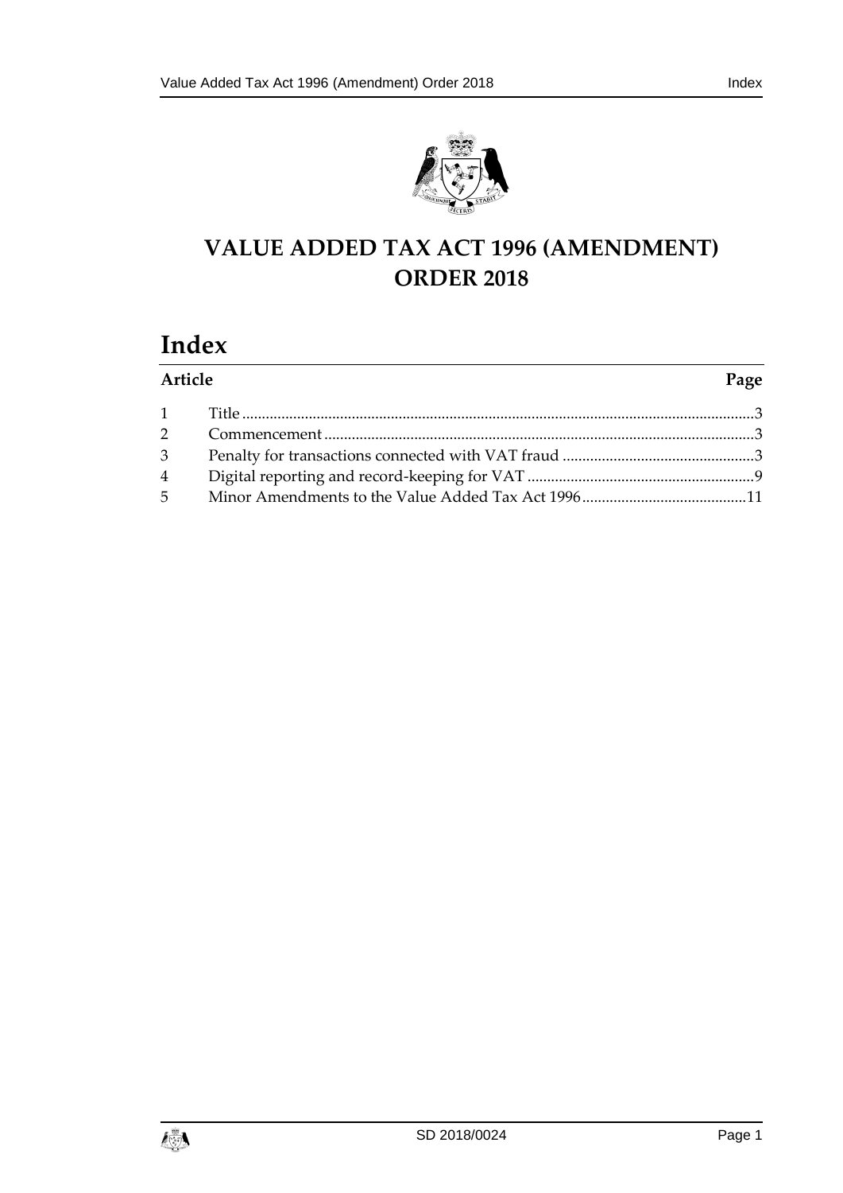# VALUE ADDED TAX ACT 1996 (AMENDMENT) ORDER 2018

## Index

| Article | | Page |
|---|---|---|
| 1 | Title | 3 |
| 2 | Commencement | 3 |
| 3 | Penalty for transactions connected with VAT fraud | 3 |
| 4 | Digital reporting and record-keeping for VAT | 9 |
| 5 | Minor Amendments to the Value Added Tax Act 1996 | 11 |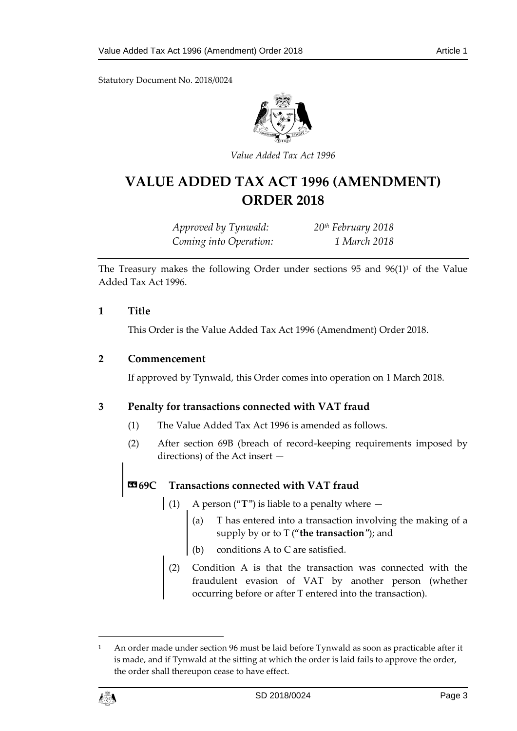Statutory Document No. 2018/0024

*Value Added Tax Act 1996*

# VALUE ADDED TAX ACT 1996 (AMENDMENT) ORDER 2018

| | |
|---|---|
| *Approved by Tynwald:* | *20th February 2018* |
| *Coming into Operation:* | *1 March 2018* |

The Treasury makes the following Order under sections 95 and 96(1)[1] of the Value Added Tax Act 1996.

## 1 Title

This Order is the Value Added Tax Act 1996 (Amendment) Order 2018.

## 2 Commencement

If approved by Tynwald, this Order comes into operation on 1 March 2018.

## 3 Penalty for transactions connected with VAT fraud

(1) The Value Added Tax Act 1996 is amended as follows.

(2) After section 69B (breach of record-keeping requirements imposed by directions) of the Act insert —

### «69C Transactions connected with VAT fraud

(1) A person ("**T**") is liable to a penalty where —

(a) T has entered into a transaction involving the making of a supply by or to T ("**the transaction**"); and

(b) conditions A to C are satisfied.

(2) Condition A is that the transaction was connected with the fraudulent evasion of VAT by another person (whether occurring before or after T entered into the transaction).

---

[1] An order made under section 96 must be laid before Tynwald as soon as practicable after it is made, and if Tynwald at the sitting at which the order is laid fails to approve the order, the order shall thereupon cease to have effect.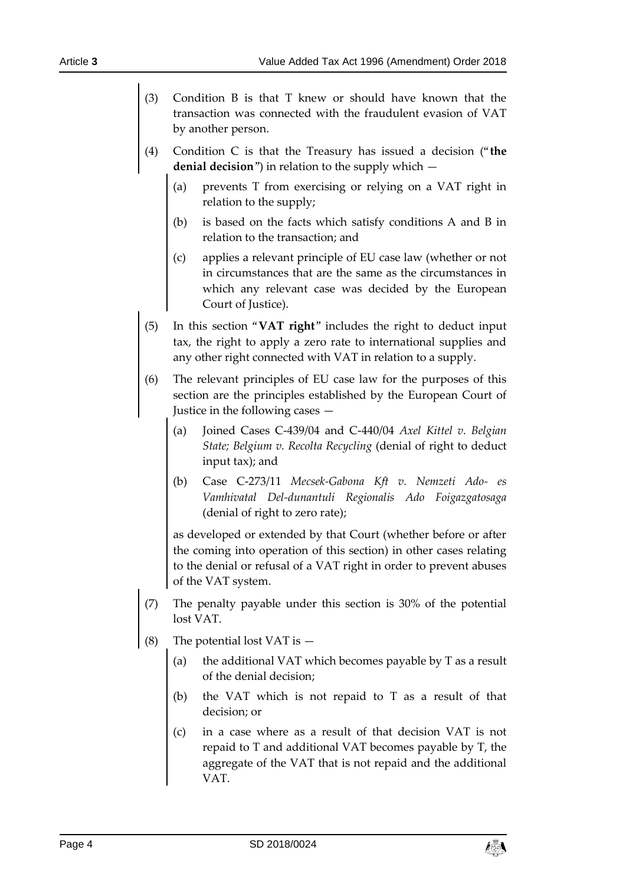(3) Condition B is that T knew or should have known that the transaction was connected with the fraudulent evasion of VAT by another person.

(4) Condition C is that the Treasury has issued a decision ("**the denial decision**") in relation to the supply which —

(a) prevents T from exercising or relying on a VAT right in relation to the supply;

(b) is based on the facts which satisfy conditions A and B in relation to the transaction; and

(c) applies a relevant principle of EU case law (whether or not in circumstances that are the same as the circumstances in which any relevant case was decided by the European Court of Justice).

(5) In this section "**VAT right**" includes the right to deduct input tax, the right to apply a zero rate to international supplies and any other right connected with VAT in relation to a supply.

(6) The relevant principles of EU case law for the purposes of this section are the principles established by the European Court of Justice in the following cases —

(a) Joined Cases C-439/04 and C-440/04 *Axel Kittel v. Belgian State; Belgium v. Recolta Recycling* (denial of right to deduct input tax); and

(b) Case C-273/11 *Mecsek-Gabona Kft v. Nemzeti Ado- es Vamhivatal Del-dunantuli Regionalis Ado Foigazgatosaga* (denial of right to zero rate);

as developed or extended by that Court (whether before or after the coming into operation of this section) in other cases relating to the denial or refusal of a VAT right in order to prevent abuses of the VAT system.

(7) The penalty payable under this section is 30% of the potential lost VAT.

(8) The potential lost VAT is —

(a) the additional VAT which becomes payable by T as a result of the denial decision;

(b) the VAT which is not repaid to T as a result of that decision; or

(c) in a case where as a result of that decision VAT is not repaid to T and additional VAT becomes payable by T, the aggregate of the VAT that is not repaid and the additional VAT.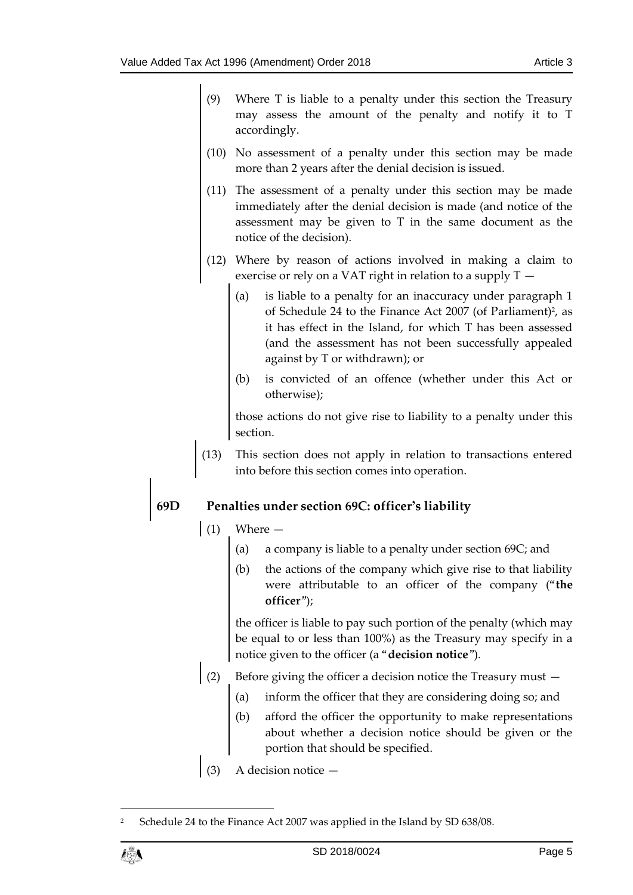(9) Where T is liable to a penalty under this section the Treasury may assess the amount of the penalty and notify it to T accordingly.

(10) No assessment of a penalty under this section may be made more than 2 years after the denial decision is issued.

(11) The assessment of a penalty under this section may be made immediately after the denial decision is made (and notice of the assessment may be given to T in the same document as the notice of the decision).

(12) Where by reason of actions involved in making a claim to exercise or rely on a VAT right in relation to a supply T —

(a) is liable to a penalty for an inaccuracy under paragraph 1 of Schedule 24 to the Finance Act 2007 (of Parliament)[2], as it has effect in the Island, for which T has been assessed (and the assessment has not been successfully appealed against by T or withdrawn); or

(b) is convicted of an offence (whether under this Act or otherwise);

those actions do not give rise to liability to a penalty under this section.

(13) This section does not apply in relation to transactions entered into before this section comes into operation.

**69D Penalties under section 69C: officer's liability**

(1) Where —

(a) a company is liable to a penalty under section 69C; and

(b) the actions of the company which give rise to that liability were attributable to an officer of the company ("**the officer**");

the officer is liable to pay such portion of the penalty (which may be equal to or less than 100%) as the Treasury may specify in a notice given to the officer (a "**decision notice**").

(2) Before giving the officer a decision notice the Treasury must —

(a) inform the officer that they are considering doing so; and

(b) afford the officer the opportunity to make representations about whether a decision notice should be given or the portion that should be specified.

(3) A decision notice —

[2] Schedule 24 to the Finance Act 2007 was applied in the Island by SD 638/08.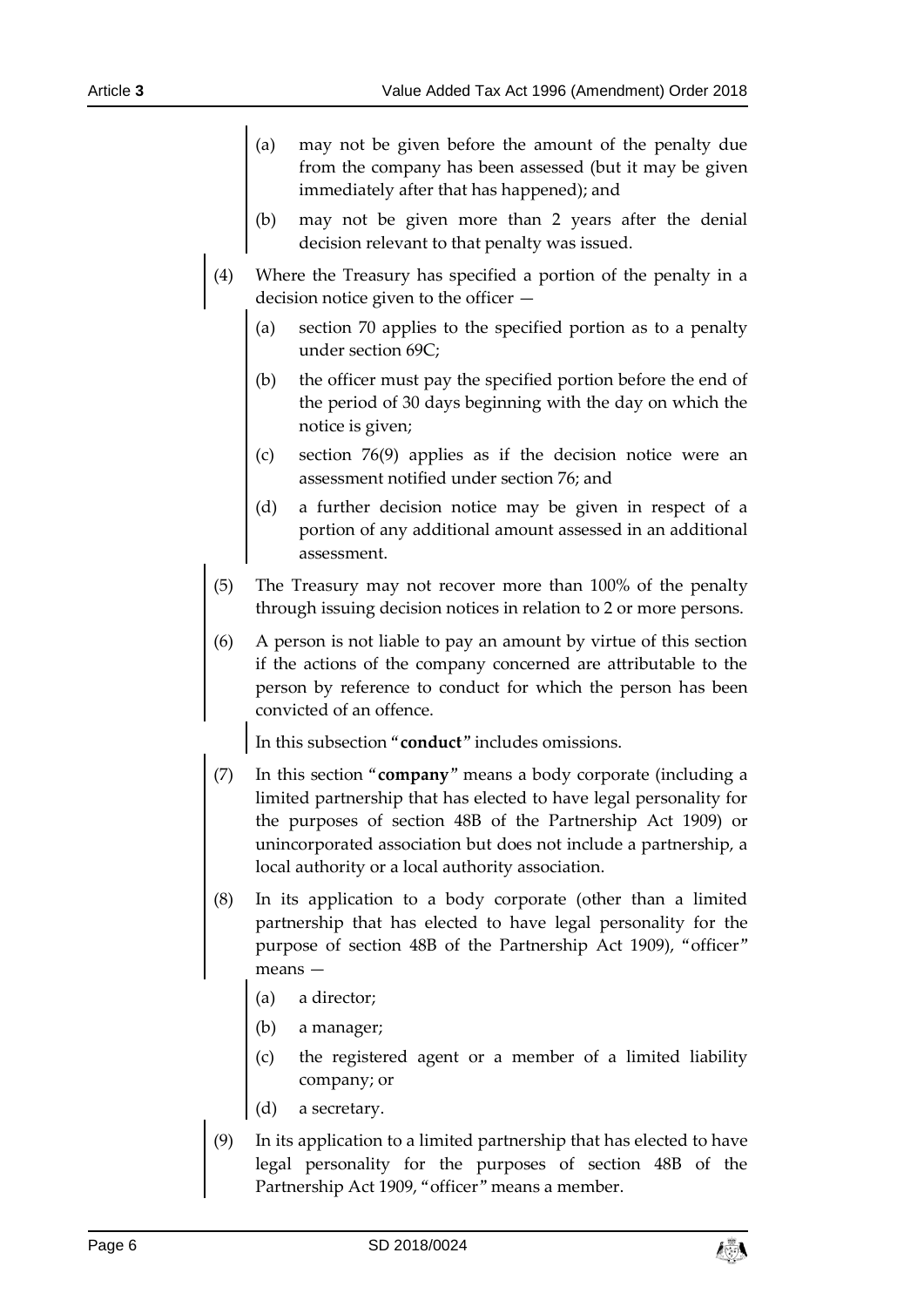(a) may not be given before the amount of the penalty due from the company has been assessed (but it may be given immediately after that has happened); and

(b) may not be given more than 2 years after the denial decision relevant to that penalty was issued.

(4) Where the Treasury has specified a portion of the penalty in a decision notice given to the officer —

(a) section 70 applies to the specified portion as to a penalty under section 69C;

(b) the officer must pay the specified portion before the end of the period of 30 days beginning with the day on which the notice is given;

(c) section 76(9) applies as if the decision notice were an assessment notified under section 76; and

(d) a further decision notice may be given in respect of a portion of any additional amount assessed in an additional assessment.

(5) The Treasury may not recover more than 100% of the penalty through issuing decision notices in relation to 2 or more persons.

(6) A person is not liable to pay an amount by virtue of this section if the actions of the company concerned are attributable to the person by reference to conduct for which the person has been convicted of an offence.

In this subsection "**conduct**" includes omissions.

(7) In this section "**company**" means a body corporate (including a limited partnership that has elected to have legal personality for the purposes of section 48B of the Partnership Act 1909) or unincorporated association but does not include a partnership, a local authority or a local authority association.

(8) In its application to a body corporate (other than a limited partnership that has elected to have legal personality for the purpose of section 48B of the Partnership Act 1909), "officer" means —

(a) a director;

(b) a manager;

(c) the registered agent or a member of a limited liability company; or

(d) a secretary.

(9) In its application to a limited partnership that has elected to have legal personality for the purposes of section 48B of the Partnership Act 1909, "officer" means a member.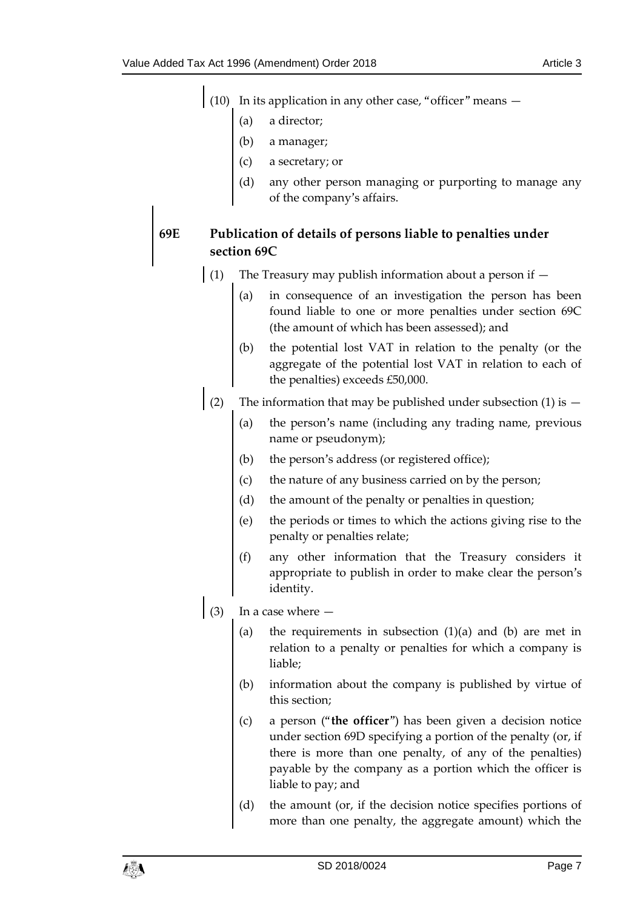(10) In its application in any other case, "officer" means —

(a) a director;

(b) a manager;

(c) a secretary; or

(d) any other person managing or purporting to manage any of the company's affairs.

### 69E Publication of details of persons liable to penalties under section 69C

(1) The Treasury may publish information about a person if —

(a) in consequence of an investigation the person has been found liable to one or more penalties under section 69C (the amount of which has been assessed); and

(b) the potential lost VAT in relation to the penalty (or the aggregate of the potential lost VAT in relation to each of the penalties) exceeds £50,000.

(2) The information that may be published under subsection (1) is —

(a) the person's name (including any trading name, previous name or pseudonym);

(b) the person's address (or registered office);

(c) the nature of any business carried on by the person;

(d) the amount of the penalty or penalties in question;

(e) the periods or times to which the actions giving rise to the penalty or penalties relate;

(f) any other information that the Treasury considers it appropriate to publish in order to make clear the person's identity.

(3) In a case where —

(a) the requirements in subsection (1)(a) and (b) are met in relation to a penalty or penalties for which a company is liable;

(b) information about the company is published by virtue of this section;

(c) a person ("**the officer**") has been given a decision notice under section 69D specifying a portion of the penalty (or, if there is more than one penalty, of any of the penalties) payable by the company as a portion which the officer is liable to pay; and

(d) the amount (or, if the decision notice specifies portions of more than one penalty, the aggregate amount) which the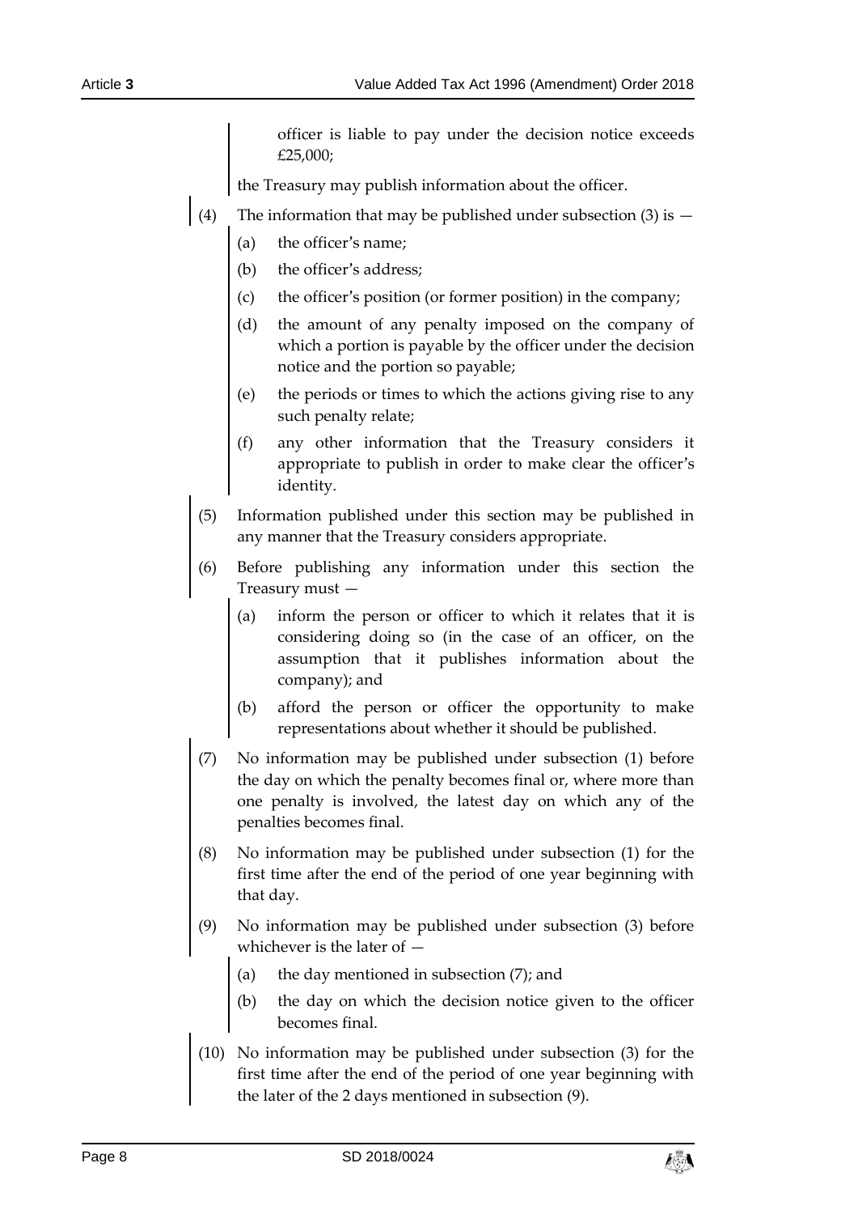officer is liable to pay under the decision notice exceeds £25,000;

the Treasury may publish information about the officer.

(4) The information that may be published under subsection (3) is —

(a) the officer's name;

(b) the officer's address;

(c) the officer's position (or former position) in the company;

(d) the amount of any penalty imposed on the company of which a portion is payable by the officer under the decision notice and the portion so payable;

(e) the periods or times to which the actions giving rise to any such penalty relate;

(f) any other information that the Treasury considers it appropriate to publish in order to make clear the officer's identity.

(5) Information published under this section may be published in any manner that the Treasury considers appropriate.

(6) Before publishing any information under this section the Treasury must —

(a) inform the person or officer to which it relates that it is considering doing so (in the case of an officer, on the assumption that it publishes information about the company); and

(b) afford the person or officer the opportunity to make representations about whether it should be published.

(7) No information may be published under subsection (1) before the day on which the penalty becomes final or, where more than one penalty is involved, the latest day on which any of the penalties becomes final.

(8) No information may be published under subsection (1) for the first time after the end of the period of one year beginning with that day.

(9) No information may be published under subsection (3) before whichever is the later of —

(a) the day mentioned in subsection (7); and

(b) the day on which the decision notice given to the officer becomes final.

(10) No information may be published under subsection (3) for the first time after the end of the period of one year beginning with the later of the 2 days mentioned in subsection (9).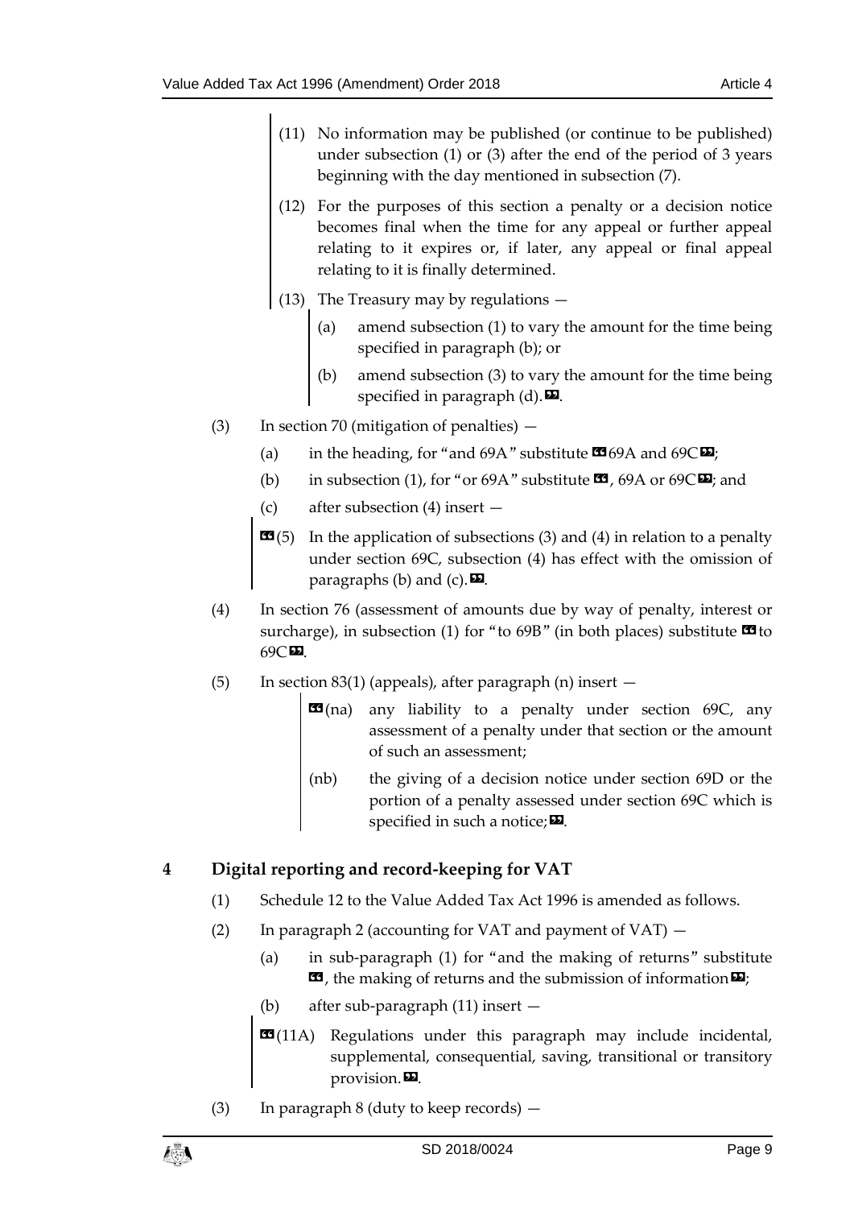(11) No information may be published (or continue to be published) under subsection (1) or (3) after the end of the period of 3 years beginning with the day mentioned in subsection (7).

(12) For the purposes of this section a penalty or a decision notice becomes final when the time for any appeal or further appeal relating to it expires or, if later, any appeal or final appeal relating to it is finally determined.

(13) The Treasury may by regulations —

(a) amend subsection (1) to vary the amount for the time being specified in paragraph (b); or

(b) amend subsection (3) to vary the amount for the time being specified in paragraph (d).».

(3) In section 70 (mitigation of penalties) —

(a) in the heading, for "and 69A" substitute «69A and 69C»;

(b) in subsection (1), for "or 69A" substitute «, 69A or 69C»; and

(c) after subsection (4) insert —

«(5) In the application of subsections (3) and (4) in relation to a penalty under section 69C, subsection (4) has effect with the omission of paragraphs (b) and (c).».

(4) In section 76 (assessment of amounts due by way of penalty, interest or surcharge), in subsection (1) for "to 69B" (in both places) substitute «to 69C».

(5) In section 83(1) (appeals), after paragraph (n) insert —

«(na) any liability to a penalty under section 69C, any assessment of a penalty under that section or the amount of such an assessment;

(nb) the giving of a decision notice under section 69D or the portion of a penalty assessed under section 69C which is specified in such a notice;».

## 4 Digital reporting and record-keeping for VAT

(1) Schedule 12 to the Value Added Tax Act 1996 is amended as follows.

(2) In paragraph 2 (accounting for VAT and payment of VAT) —

(a) in sub-paragraph (1) for "and the making of returns" substitute «, the making of returns and the submission of information»;

(b) after sub-paragraph (11) insert —

«(11A) Regulations under this paragraph may include incidental, supplemental, consequential, saving, transitional or transitory provision.».

(3) In paragraph 8 (duty to keep records) —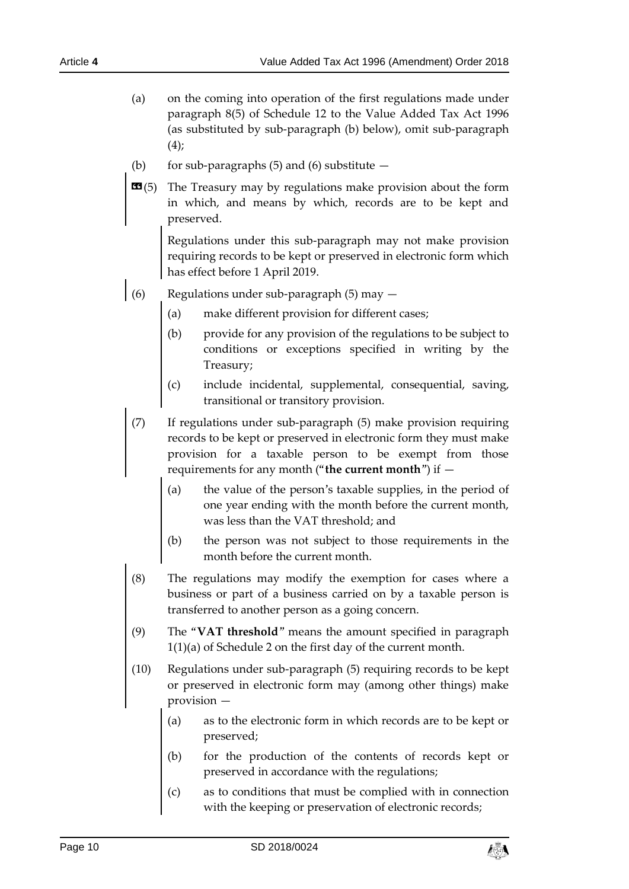(a) on the coming into operation of the first regulations made under paragraph 8(5) of Schedule 12 to the Value Added Tax Act 1996 (as substituted by sub-paragraph (b) below), omit sub-paragraph (4);

(b) for sub-paragraphs (5) and (6) substitute —

«(5) The Treasury may by regulations make provision about the form in which, and means by which, records are to be kept and preserved.

Regulations under this sub-paragraph may not make provision requiring records to be kept or preserved in electronic form which has effect before 1 April 2019.

(6) Regulations under sub-paragraph (5) may —

(a) make different provision for different cases;

(b) provide for any provision of the regulations to be subject to conditions or exceptions specified in writing by the Treasury;

(c) include incidental, supplemental, consequential, saving, transitional or transitory provision.

(7) If regulations under sub-paragraph (5) make provision requiring records to be kept or preserved in electronic form they must make provision for a taxable person to be exempt from those requirements for any month ("**the current month**") if —

(a) the value of the person's taxable supplies, in the period of one year ending with the month before the current month, was less than the VAT threshold; and

(b) the person was not subject to those requirements in the month before the current month.

(8) The regulations may modify the exemption for cases where a business or part of a business carried on by a taxable person is transferred to another person as a going concern.

(9) The "**VAT threshold**" means the amount specified in paragraph 1(1)(a) of Schedule 2 on the first day of the current month.

(10) Regulations under sub-paragraph (5) requiring records to be kept or preserved in electronic form may (among other things) make provision —

(a) as to the electronic form in which records are to be kept or preserved;

(b) for the production of the contents of records kept or preserved in accordance with the regulations;

(c) as to conditions that must be complied with in connection with the keeping or preservation of electronic records;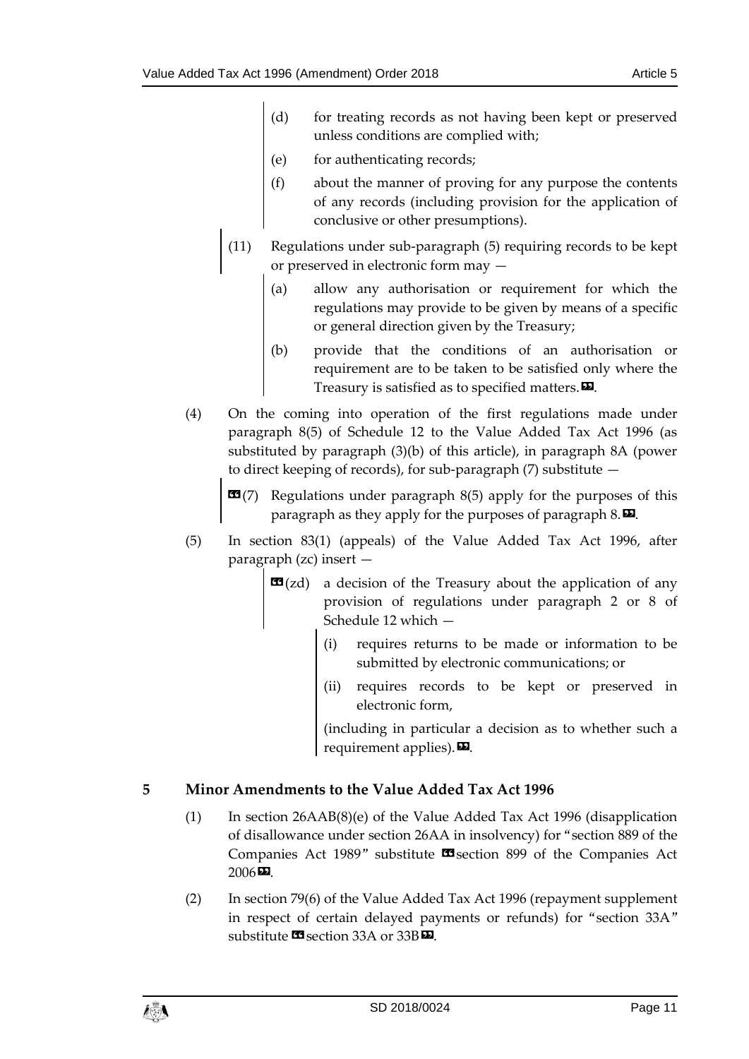(d) for treating records as not having been kept or preserved unless conditions are complied with;

(e) for authenticating records;

(f) about the manner of proving for any purpose the contents of any records (including provision for the application of conclusive or other presumptions).

(11) Regulations under sub-paragraph (5) requiring records to be kept or preserved in electronic form may —

(a) allow any authorisation or requirement for which the regulations may provide to be given by means of a specific or general direction given by the Treasury;

(b) provide that the conditions of an authorisation or requirement are to be taken to be satisfied only where the Treasury is satisfied as to specified matters.».

(4) On the coming into operation of the first regulations made under paragraph 8(5) of Schedule 12 to the Value Added Tax Act 1996 (as substituted by paragraph (3)(b) of this article), in paragraph 8A (power to direct keeping of records), for sub-paragraph (7) substitute —

«(7) Regulations under paragraph 8(5) apply for the purposes of this paragraph as they apply for the purposes of paragraph 8.».

(5) In section 83(1) (appeals) of the Value Added Tax Act 1996, after paragraph (zc) insert —

«(zd) a decision of the Treasury about the application of any provision of regulations under paragraph 2 or 8 of Schedule 12 which —

(i) requires returns to be made or information to be submitted by electronic communications; or

(ii) requires records to be kept or preserved in electronic form,

(including in particular a decision as to whether such a requirement applies).».

## 5 Minor Amendments to the Value Added Tax Act 1996

(1) In section 26AAB(8)(e) of the Value Added Tax Act 1996 (disapplication of disallowance under section 26AA in insolvency) for "section 889 of the Companies Act 1989" substitute «section 899 of the Companies Act 2006».

(2) In section 79(6) of the Value Added Tax Act 1996 (repayment supplement in respect of certain delayed payments or refunds) for "section 33A" substitute «section 33A or 33B».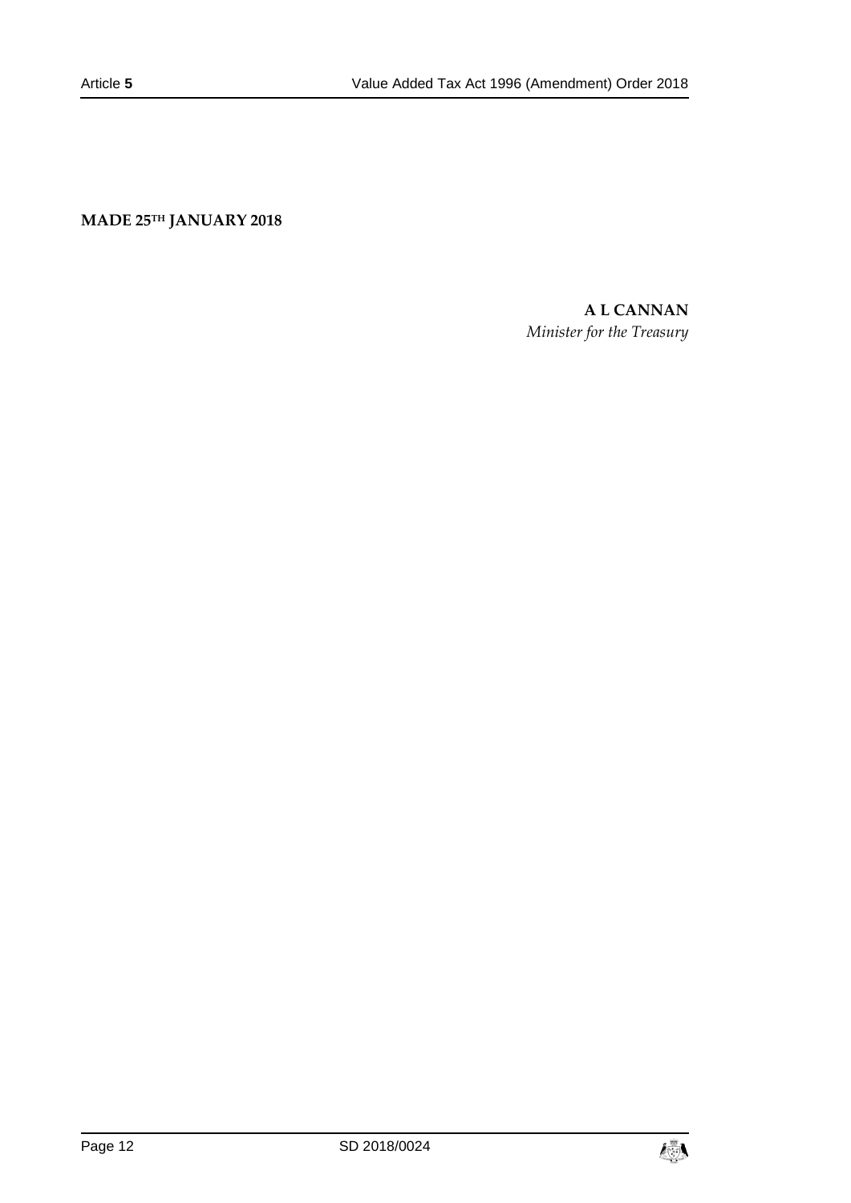**MADE 25TH JANUARY 2018**

**A L CANNAN**
*Minister for the Treasury*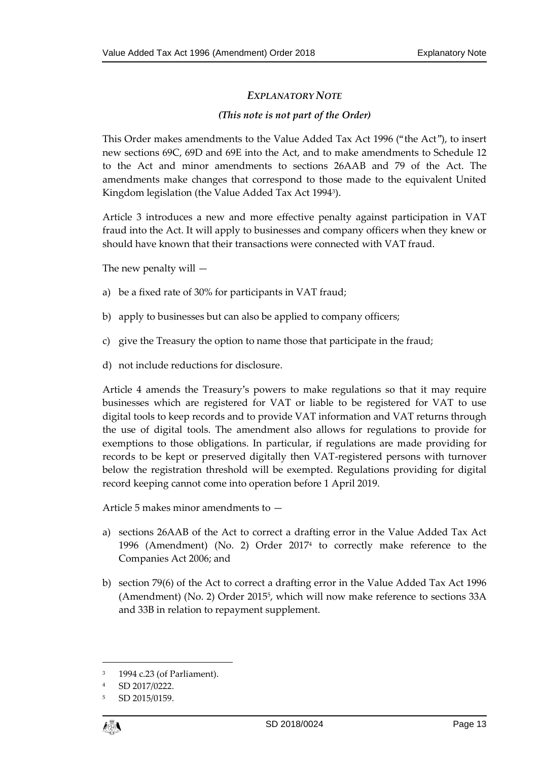## *EXPLANATORY NOTE*

***(This note is not part of the Order)***

This Order makes amendments to the Value Added Tax Act 1996 ("the Act"), to insert new sections 69C, 69D and 69E into the Act, and to make amendments to Schedule 12 to the Act and minor amendments to sections 26AAB and 79 of the Act. The amendments make changes that correspond to those made to the equivalent United Kingdom legislation (the Value Added Tax Act 1994[3]).

Article 3 introduces a new and more effective penalty against participation in VAT fraud into the Act. It will apply to businesses and company officers when they knew or should have known that their transactions were connected with VAT fraud.

The new penalty will —

a) be a fixed rate of 30% for participants in VAT fraud;

b) apply to businesses but can also be applied to company officers;

c) give the Treasury the option to name those that participate in the fraud;

d) not include reductions for disclosure.

Article 4 amends the Treasury's powers to make regulations so that it may require businesses which are registered for VAT or liable to be registered for VAT to use digital tools to keep records and to provide VAT information and VAT returns through the use of digital tools. The amendment also allows for regulations to provide for exemptions to those obligations. In particular, if regulations are made providing for records to be kept or preserved digitally then VAT-registered persons with turnover below the registration threshold will be exempted. Regulations providing for digital record keeping cannot come into operation before 1 April 2019.

Article 5 makes minor amendments to —

a) sections 26AAB of the Act to correct a drafting error in the Value Added Tax Act 1996 (Amendment) (No. 2) Order 2017[4] to correctly make reference to the Companies Act 2006; and

b) section 79(6) of the Act to correct a drafting error in the Value Added Tax Act 1996 (Amendment) (No. 2) Order 2015[5], which will now make reference to sections 33A and 33B in relation to repayment supplement.

---

[3] 1994 c.23 (of Parliament).

[4] SD 2017/0222.

[5] SD 2015/0159.